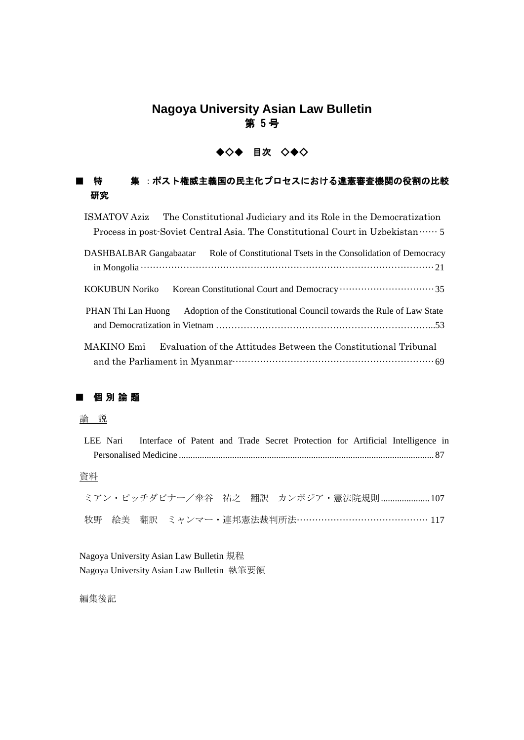# Nagoya University Asian Law Bulletin
## 第 5 号

◆◇◆　目次　◇◆◇

## ■　特　　集　: ポスト権威主義国の民主化プロセスにおける違憲審査機関の役割の比較研究

ISMATOV Aziz　The Constitutional Judiciary and its Role in the Democratization Process in post-Soviet Central Asia. The Constitutional Court in Uzbekistan…… 5

DASHBALBAR Gangabaatar　Role of Constitutional Tsets in the Consolidation of Democracy in Mongolia……………………………………………………………………………………… 21

KOKUBUN Noriko　Korean Constitutional Court and Democracy…………………………… 35

PHAN Thi Lan Huong　Adoption of the Constitutional Council towards the Rule of Law State and Democratization in Vietnam …………………………………………………………...53

MAKINO Emi　Evaluation of the Attitudes Between the Constitutional Tribunal and the Parliament in Myanmar………………………………………………………… 69

## ■　個 別 論 題

論　説

LEE Nari　Interface of Patent and Trade Secret Protection for Artificial Intelligence in Personalised Medicine ........................................................................................................... 87

資料

ミアン・ピッチダビナー／傘谷　祐之　翻訳　カンボジア・憲法院規則 ..................... 107

牧野　絵美　翻訳　ミャンマー・連邦憲法裁判所法…………………………………… 117

Nagoya University Asian Law Bulletin 規程

Nagoya University Asian Law Bulletin 執筆要領

編集後記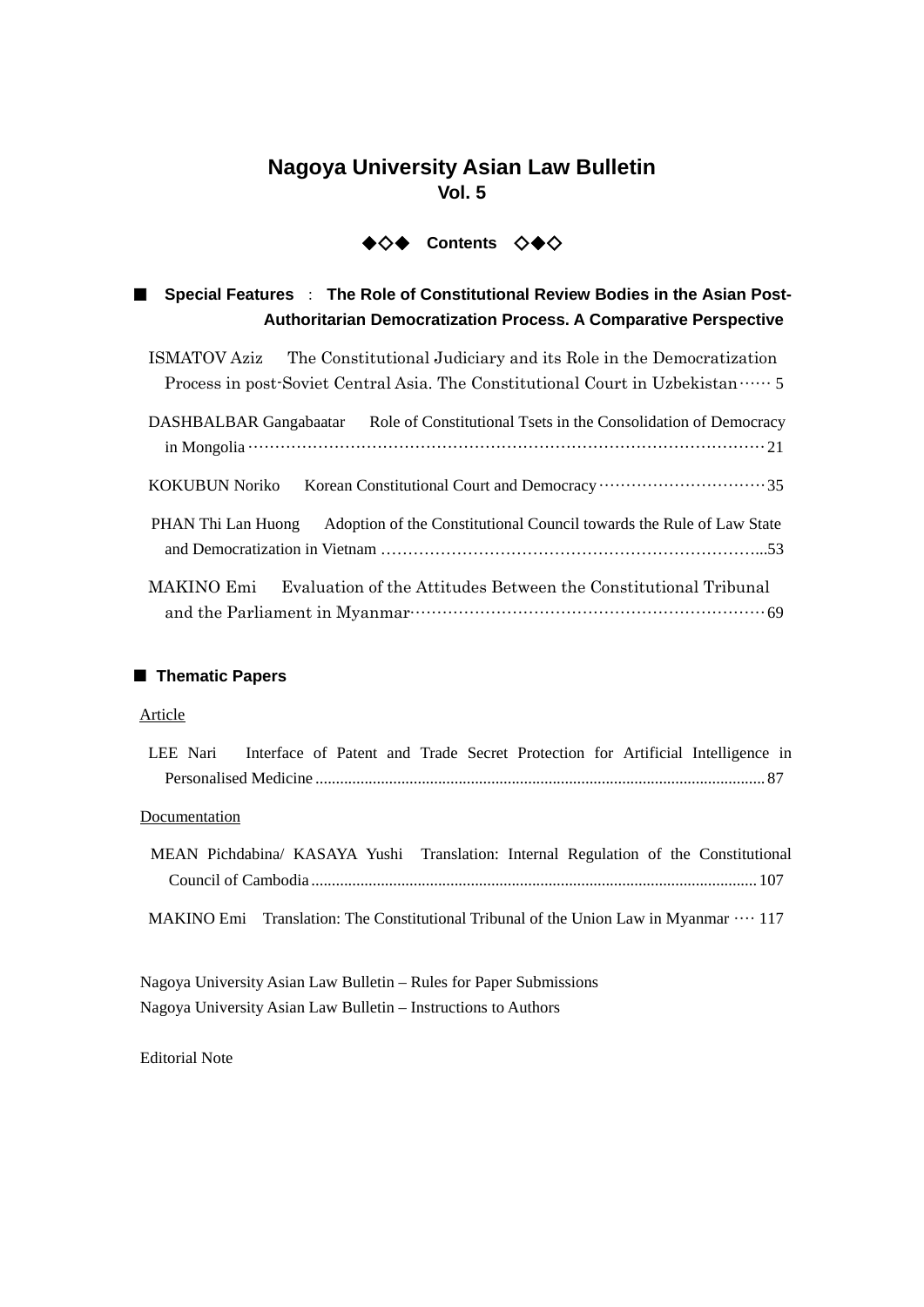# Nagoya University Asian Law Bulletin
## Vol. 5

◆◇◆ **Contents** ◇◆◇

## ■ Special Features : The Role of Constitutional Review Bodies in the Asian Post-Authoritarian Democratization Process. A Comparative Perspective

ISMATOV Aziz The Constitutional Judiciary and its Role in the Democratization Process in post-Soviet Central Asia. The Constitutional Court in Uzbekistan …… 5

DASHBALBAR Gangabaatar Role of Constitutional Tsets in the Consolidation of Democracy in Mongolia …… 21

KOKUBUN Noriko Korean Constitutional Court and Democracy …… 35

PHAN Thi Lan Huong Adoption of the Constitutional Council towards the Rule of Law State and Democratization in Vietnam …...53

MAKINO Emi Evaluation of the Attitudes Between the Constitutional Tribunal and the Parliament in Myanmar …… 69

## ■ Thematic Papers

Article

LEE Nari Interface of Patent and Trade Secret Protection for Artificial Intelligence in Personalised Medicine …… 87

Documentation

MEAN Pichdabina/ KASAYA Yushi Translation: Internal Regulation of the Constitutional Council of Cambodia …… 107

MAKINO Emi Translation: The Constitutional Tribunal of the Union Law in Myanmar …. 117

Nagoya University Asian Law Bulletin – Rules for Paper Submissions
Nagoya University Asian Law Bulletin – Instructions to Authors

Editorial Note